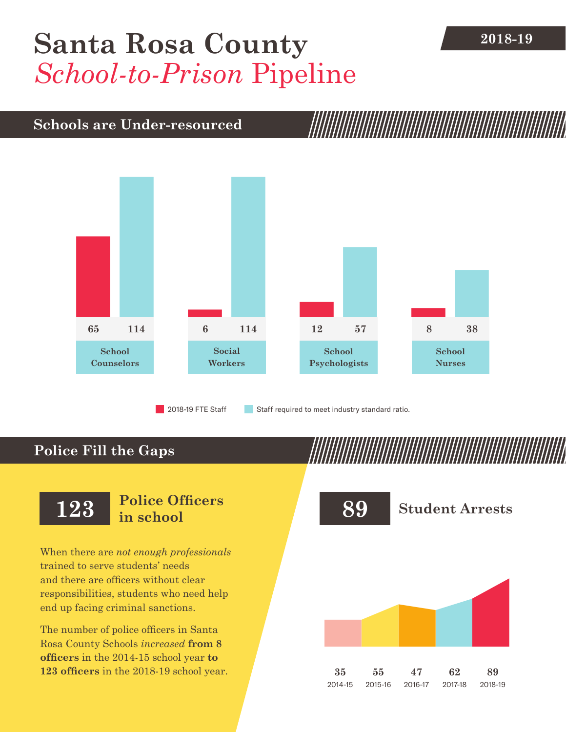# Santa Rosa County *School-to-Prison* Pipeline

**2018-19**

## Schools are Under-resourced

| | 2018-19 FTE Staff | Staff required to meet industry standard ratio. |
|---|---|---|
| School Counselors | 65 | 114 |
| Social Workers | 6 | 114 |
| School Psychologists | 12 | 57 |
| School Nurses | 8 | 38 |

## Police Fill the Gaps

**123** **Police Officers in school**

When there are *not enough professionals* trained to serve students' needs and there are officers without clear responsibilities, students who need help end up facing criminal sanctions.

The number of police officers in Santa Rosa County Schools *increased* **from 8 officers** in the 2014-15 school year **to 123 officers** in the 2018-19 school year.

**89** **Student Arrests**

| 2014-15 | 2015-16 | 2016-17 | 2017-18 | 2018-19 |
|---|---|---|---|---|
| 35 | 55 | 47 | 62 | 89 |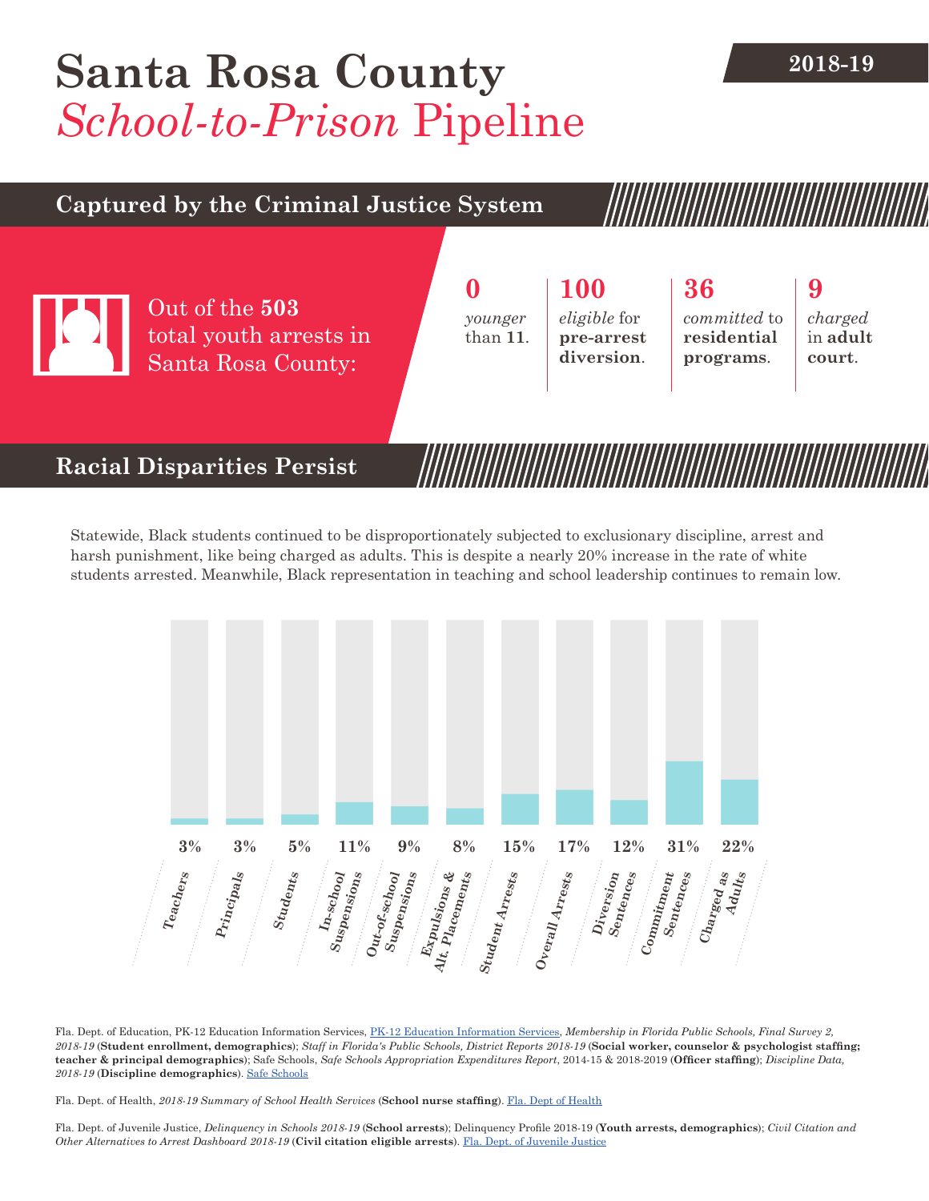# Santa Rosa County *School-to-Prison* Pipeline

2018-19

## Captured by the Criminal Justice System

Out of the **503** total youth arrests in Santa Rosa County:

**0** *younger* than **11**.

**100** *eligible* for **pre-arrest diversion**.

**36** *committed* to **residential programs**.

**9** *charged* in **adult court**.

## Racial Disparities Persist

Statewide, Black students continued to be disproportionately subjected to exclusionary discipline, arrest and harsh punishment, like being charged as adults. This is despite a nearly 20% increase in the rate of white students arrested. Meanwhile, Black representation in teaching and school leadership continues to remain low.

3% Teachers
3% Principals
5% Students
11% In-school Suspensions
9% Out-of-school Suspensions
8% Expulsions & Alt. Placements
15% Student Arrests
17% Overall Arrests
12% Diversion Sentences
31% Commitment Sentences
22% Charged as Adults

Fla. Dept. of Education, PK-12 Education Information Services, PK-12 Education Information Services, *Membership in Florida Public Schools, Final Survey 2, 2018-19* (**Student enrollment, demographics**); *Staff in Florida's Public Schools, District Reports 2018-19* (**Social worker, counselor & psychologist staffing; teacher & principal demographics**); Safe Schools, *Safe Schools Appropriation Expenditures Report*, 2014-15 & 2018-2019 (**Officer staffing**); *Discipline Data, 2018-19* (**Discipline demographics**). Safe Schools

Fla. Dept. of Health, *2018-19 Summary of School Health Services* (**School nurse staffing**). Fla. Dept of Health

Fla. Dept. of Juvenile Justice, *Delinquency in Schools 2018-19* (**School arrests**); Delinquency Profile 2018-19 (**Youth arrests, demographics**); *Civil Citation and Other Alternatives to Arrest Dashboard 2018-19* (**Civil citation eligible arrests**). Fla. Dept. of Juvenile Justice